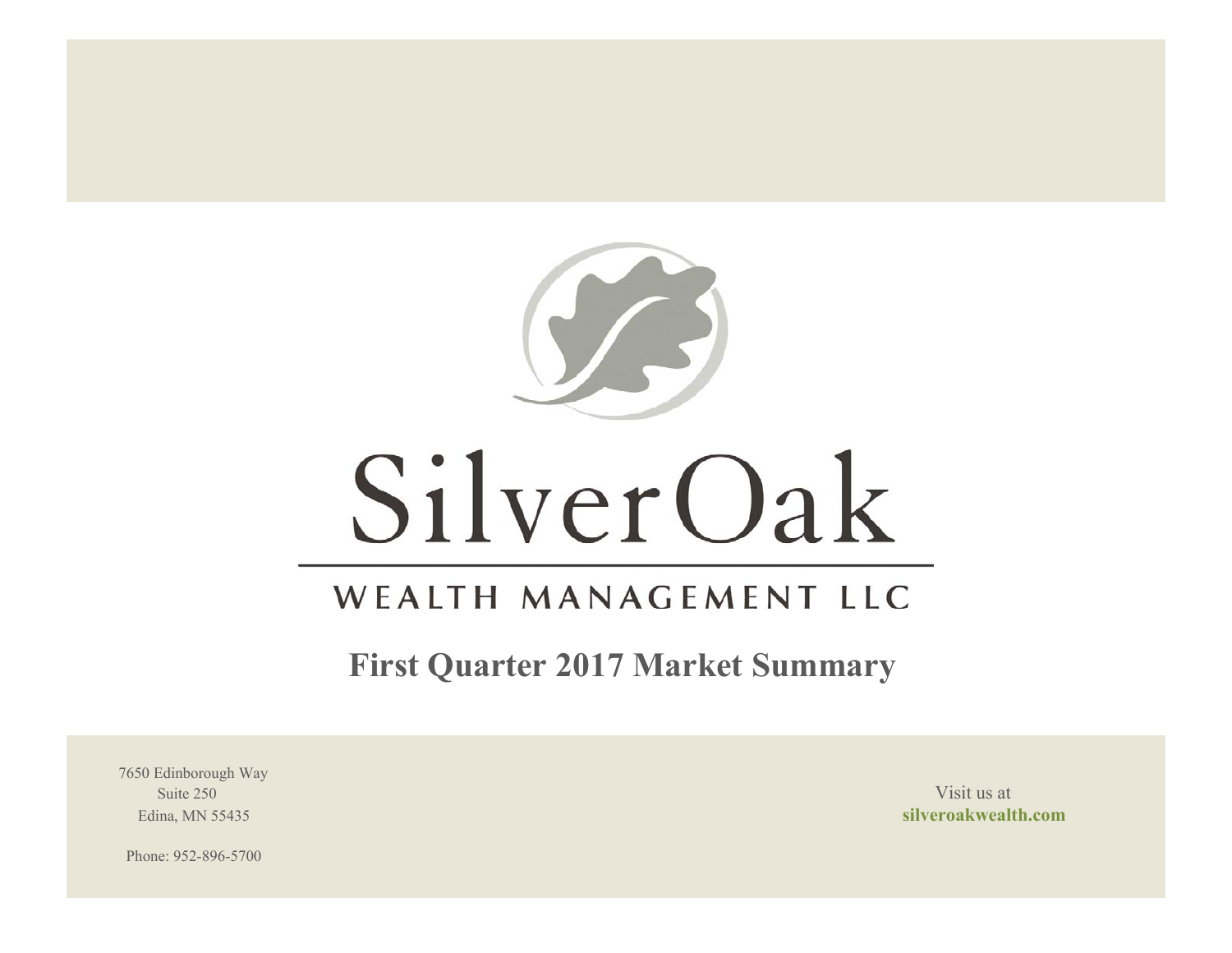# SilverOak

## WEALTH MANAGEMENT LLC

## First Quarter 2017 Market Summary

7650 Edinborough Way
Suite 250
Edina, MN 55435

Phone: 952-896-5700

Visit us at
**silveroakwealth.com**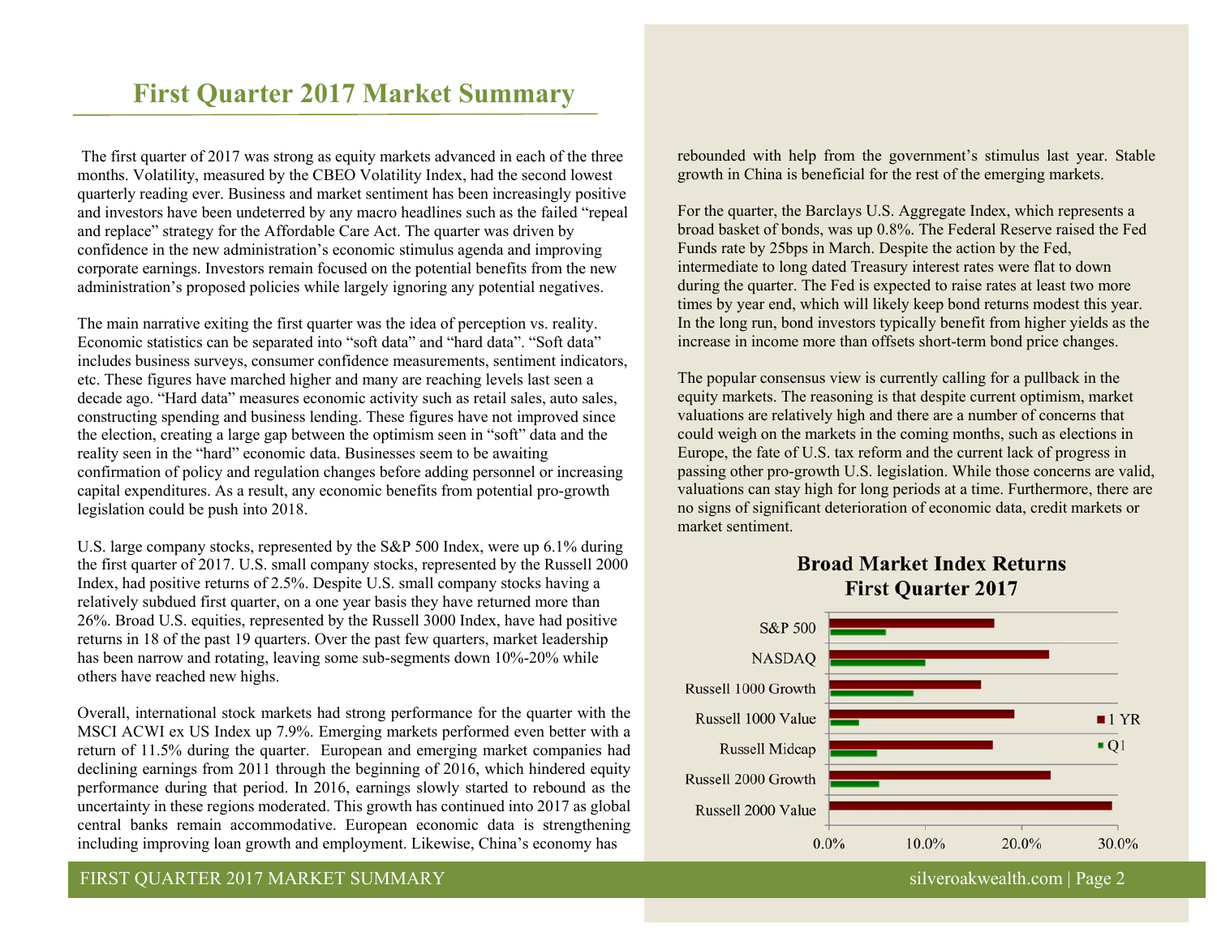# First Quarter 2017 Market Summary

The first quarter of 2017 was strong as equity markets advanced in each of the three months. Volatility, measured by the CBEO Volatility Index, had the second lowest quarterly reading ever. Business and market sentiment has been increasingly positive and investors have been undeterred by any macro headlines such as the failed "repeal and replace" strategy for the Affordable Care Act. The quarter was driven by confidence in the new administration's economic stimulus agenda and improving corporate earnings. Investors remain focused on the potential benefits from the new administration's proposed policies while largely ignoring any potential negatives.

The main narrative exiting the first quarter was the idea of perception vs. reality. Economic statistics can be separated into "soft data" and "hard data". "Soft data" includes business surveys, consumer confidence measurements, sentiment indicators, etc. These figures have marched higher and many are reaching levels last seen a decade ago. "Hard data" measures economic activity such as retail sales, auto sales, constructing spending and business lending. These figures have not improved since the election, creating a large gap between the optimism seen in "soft" data and the reality seen in the "hard" economic data. Businesses seem to be awaiting confirmation of policy and regulation changes before adding personnel or increasing capital expenditures. As a result, any economic benefits from potential pro-growth legislation could be push into 2018.

U.S. large company stocks, represented by the S&P 500 Index, were up 6.1% during the first quarter of 2017. U.S. small company stocks, represented by the Russell 2000 Index, had positive returns of 2.5%. Despite U.S. small company stocks having a relatively subdued first quarter, on a one year basis they have returned more than 26%. Broad U.S. equities, represented by the Russell 3000 Index, have had positive returns in 18 of the past 19 quarters. Over the past few quarters, market leadership has been narrow and rotating, leaving some sub-segments down 10%-20% while others have reached new highs.

Overall, international stock markets had strong performance for the quarter with the MSCI ACWI ex US Index up 7.9%. Emerging markets performed even better with a return of 11.5% during the quarter. European and emerging market companies had declining earnings from 2011 through the beginning of 2016, which hindered equity performance during that period. In 2016, earnings slowly started to rebound as the uncertainty in these regions moderated. This growth has continued into 2017 as global central banks remain accommodative. European economic data is strengthening including improving loan growth and employment. Likewise, China's economy has rebounded with help from the government's stimulus last year. Stable growth in China is beneficial for the rest of the emerging markets.

For the quarter, the Barclays U.S. Aggregate Index, which represents a broad basket of bonds, was up 0.8%. The Federal Reserve raised the Fed Funds rate by 25bps in March. Despite the action by the Fed, intermediate to long dated Treasury interest rates were flat to down during the quarter. The Fed is expected to raise rates at least two more times by year end, which will likely keep bond returns modest this year. In the long run, bond investors typically benefit from higher yields as the increase in income more than offsets short-term bond price changes.

The popular consensus view is currently calling for a pullback in the equity markets. The reasoning is that despite current optimism, market valuations are relatively high and there are a number of concerns that could weigh on the markets in the coming months, such as elections in Europe, the fate of U.S. tax reform and the current lack of progress in passing other pro-growth U.S. legislation. While those concerns are valid, valuations can stay high for long periods at a time. Furthermore, there are no signs of significant deterioration of economic data, credit markets or market sentiment.

**Broad Market Index Returns**
**First Quarter 2017**

| Index | 1 YR | Q1 |
|---|---|---|
| S&P 500 | ~17% | ~6% |
| NASDAQ | ~23% | ~10% |
| Russell 1000 Growth | ~16% | ~9% |
| Russell 1000 Value | ~19% | ~3% |
| Russell Midcap | ~17% | ~5% |
| Russell 2000 Growth | ~23% | ~5% |
| Russell 2000 Value | ~29.5% | ~0% |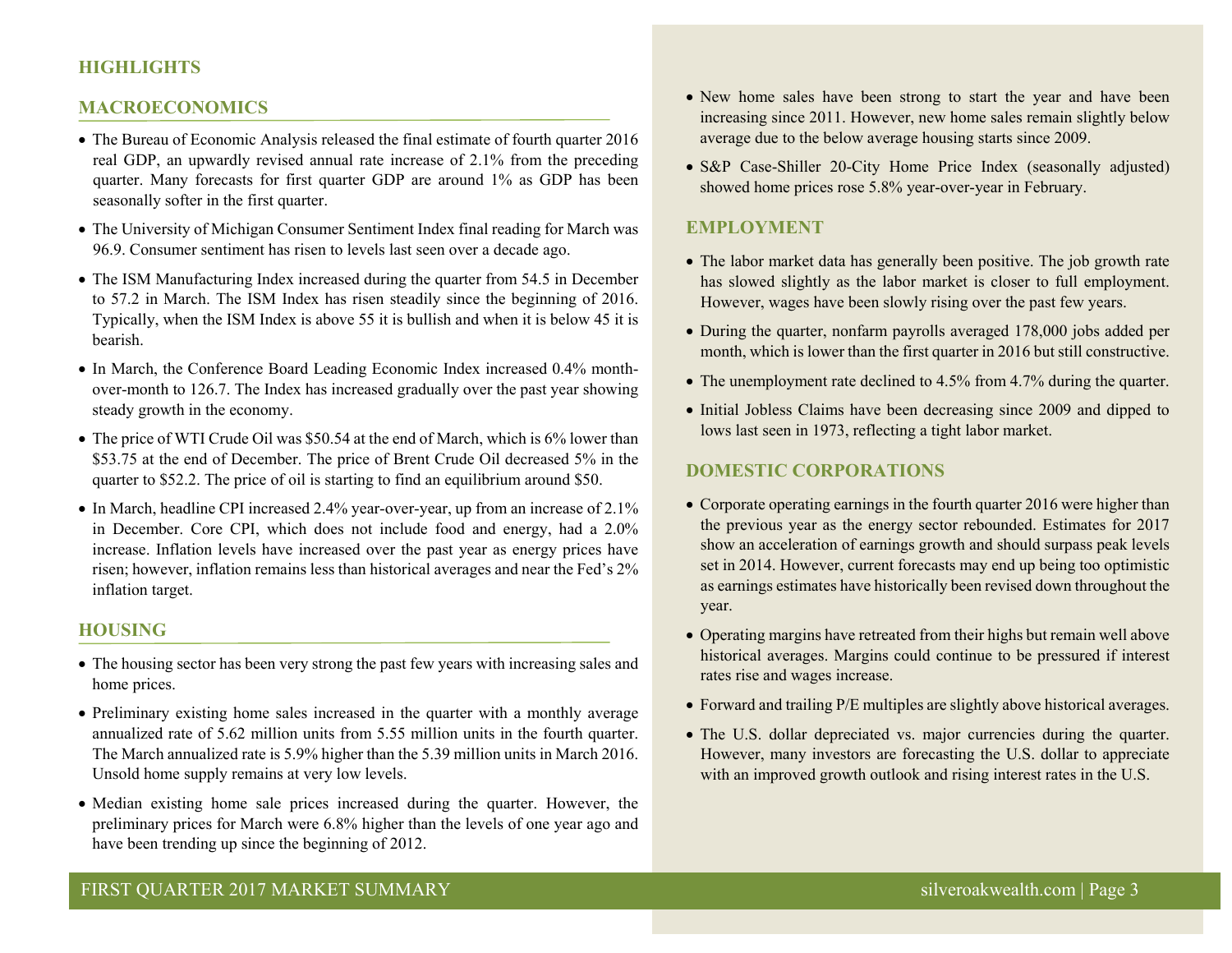## HIGHLIGHTS

### MACROECONOMICS

- The Bureau of Economic Analysis released the final estimate of fourth quarter 2016 real GDP, an upwardly revised annual rate increase of 2.1% from the preceding quarter. Many forecasts for first quarter GDP are around 1% as GDP has been seasonally softer in the first quarter.
- The University of Michigan Consumer Sentiment Index final reading for March was 96.9. Consumer sentiment has risen to levels last seen over a decade ago.
- The ISM Manufacturing Index increased during the quarter from 54.5 in December to 57.2 in March. The ISM Index has risen steadily since the beginning of 2016. Typically, when the ISM Index is above 55 it is bullish and when it is below 45 it is bearish.
- In March, the Conference Board Leading Economic Index increased 0.4% month-over-month to 126.7. The Index has increased gradually over the past year showing steady growth in the economy.
- The price of WTI Crude Oil was $50.54 at the end of March, which is 6% lower than $53.75 at the end of December. The price of Brent Crude Oil decreased 5% in the quarter to $52.2. The price of oil is starting to find an equilibrium around $50.
- In March, headline CPI increased 2.4% year-over-year, up from an increase of 2.1% in December. Core CPI, which does not include food and energy, had a 2.0% increase. Inflation levels have increased over the past year as energy prices have risen; however, inflation remains less than historical averages and near the Fed's 2% inflation target.

### HOUSING

- The housing sector has been very strong the past few years with increasing sales and home prices.
- Preliminary existing home sales increased in the quarter with a monthly average annualized rate of 5.62 million units from 5.55 million units in the fourth quarter. The March annualized rate is 5.9% higher than the 5.39 million units in March 2016. Unsold home supply remains at very low levels.
- Median existing home sale prices increased during the quarter. However, the preliminary prices for March were 6.8% higher than the levels of one year ago and have been trending up since the beginning of 2012.
- New home sales have been strong to start the year and have been increasing since 2011. However, new home sales remain slightly below average due to the below average housing starts since 2009.
- S&P Case-Shiller 20-City Home Price Index (seasonally adjusted) showed home prices rose 5.8% year-over-year in February.

### EMPLOYMENT

- The labor market data has generally been positive. The job growth rate has slowed slightly as the labor market is closer to full employment. However, wages have been slowly rising over the past few years.
- During the quarter, nonfarm payrolls averaged 178,000 jobs added per month, which is lower than the first quarter in 2016 but still constructive.
- The unemployment rate declined to 4.5% from 4.7% during the quarter.
- Initial Jobless Claims have been decreasing since 2009 and dipped to lows last seen in 1973, reflecting a tight labor market.

### DOMESTIC CORPORATIONS

- Corporate operating earnings in the fourth quarter 2016 were higher than the previous year as the energy sector rebounded. Estimates for 2017 show an acceleration of earnings growth and should surpass peak levels set in 2014. However, current forecasts may end up being too optimistic as earnings estimates have historically been revised down throughout the year.
- Operating margins have retreated from their highs but remain well above historical averages. Margins could continue to be pressured if interest rates rise and wages increase.
- Forward and trailing P/E multiples are slightly above historical averages.
- The U.S. dollar depreciated vs. major currencies during the quarter. However, many investors are forecasting the U.S. dollar to appreciate with an improved growth outlook and rising interest rates in the U.S.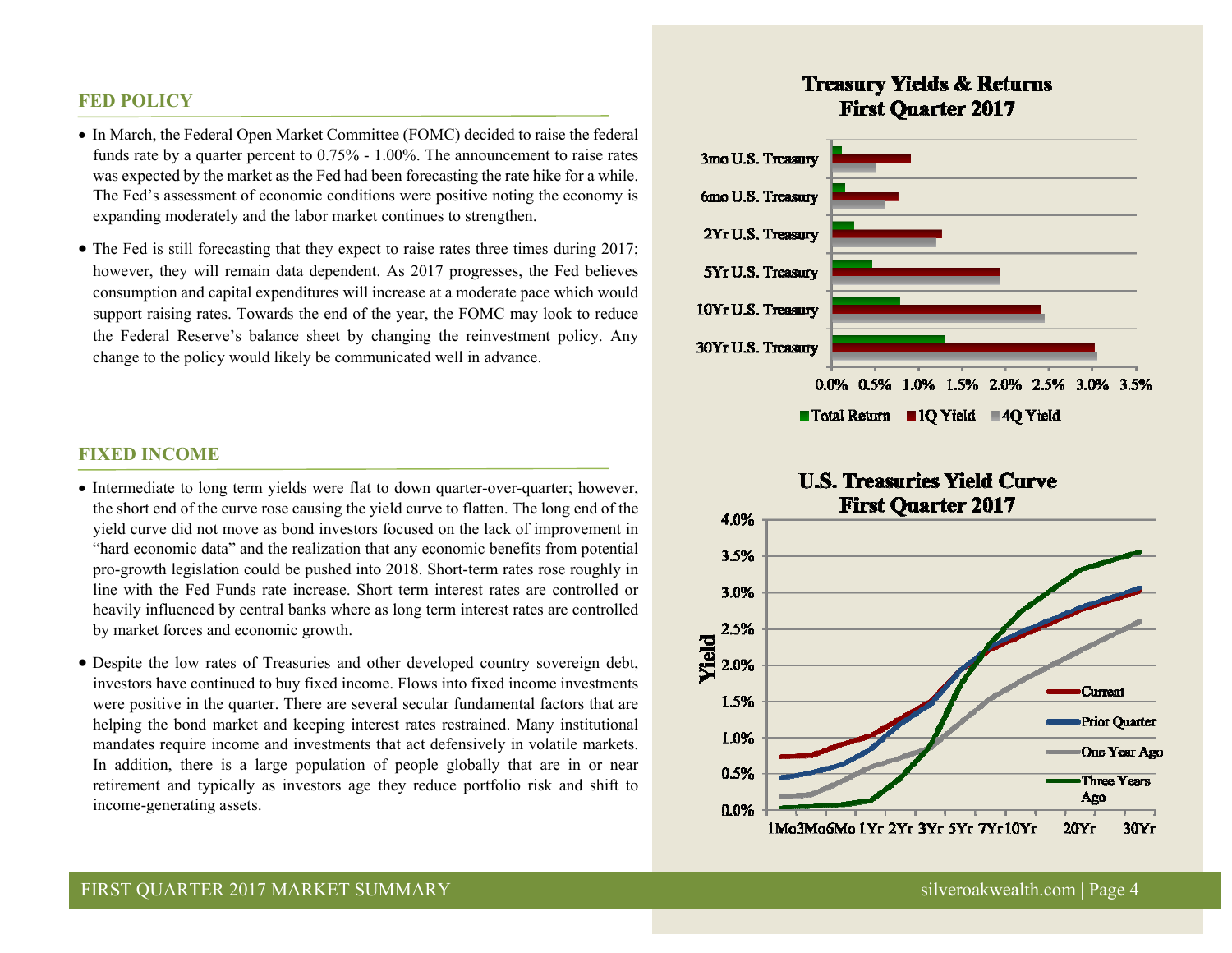## FED POLICY

- In March, the Federal Open Market Committee (FOMC) decided to raise the federal funds rate by a quarter percent to 0.75% - 1.00%. The announcement to raise rates was expected by the market as the Fed had been forecasting the rate hike for a while. The Fed's assessment of economic conditions were positive noting the economy is expanding moderately and the labor market continues to strengthen.
- The Fed is still forecasting that they expect to raise rates three times during 2017; however, they will remain data dependent. As 2017 progresses, the Fed believes consumption and capital expenditures will increase at a moderate pace which would support raising rates. Towards the end of the year, the FOMC may look to reduce the Federal Reserve's balance sheet by changing the reinvestment policy. Any change to the policy would likely be communicated well in advance.

## FIXED INCOME

- Intermediate to long term yields were flat to down quarter-over-quarter; however, the short end of the curve rose causing the yield curve to flatten. The long end of the yield curve did not move as bond investors focused on the lack of improvement in "hard economic data" and the realization that any economic benefits from potential pro-growth legislation could be pushed into 2018. Short-term rates rose roughly in line with the Fed Funds rate increase. Short term interest rates are controlled or heavily influenced by central banks where as long term interest rates are controlled by market forces and economic growth.
- Despite the low rates of Treasuries and other developed country sovereign debt, investors have continued to buy fixed income. Flows into fixed income investments were positive in the quarter. There are several secular fundamental factors that are helping the bond market and keeping interest rates restrained. Many institutional mandates require income and investments that act defensively in volatile markets. In addition, there is a large population of people globally that are in or near retirement and typically as investors age they reduce portfolio risk and shift to income-generating assets.

**Treasury Yields & Returns First Quarter 2017**

**U.S. Treasuries Yield Curve First Quarter 2017**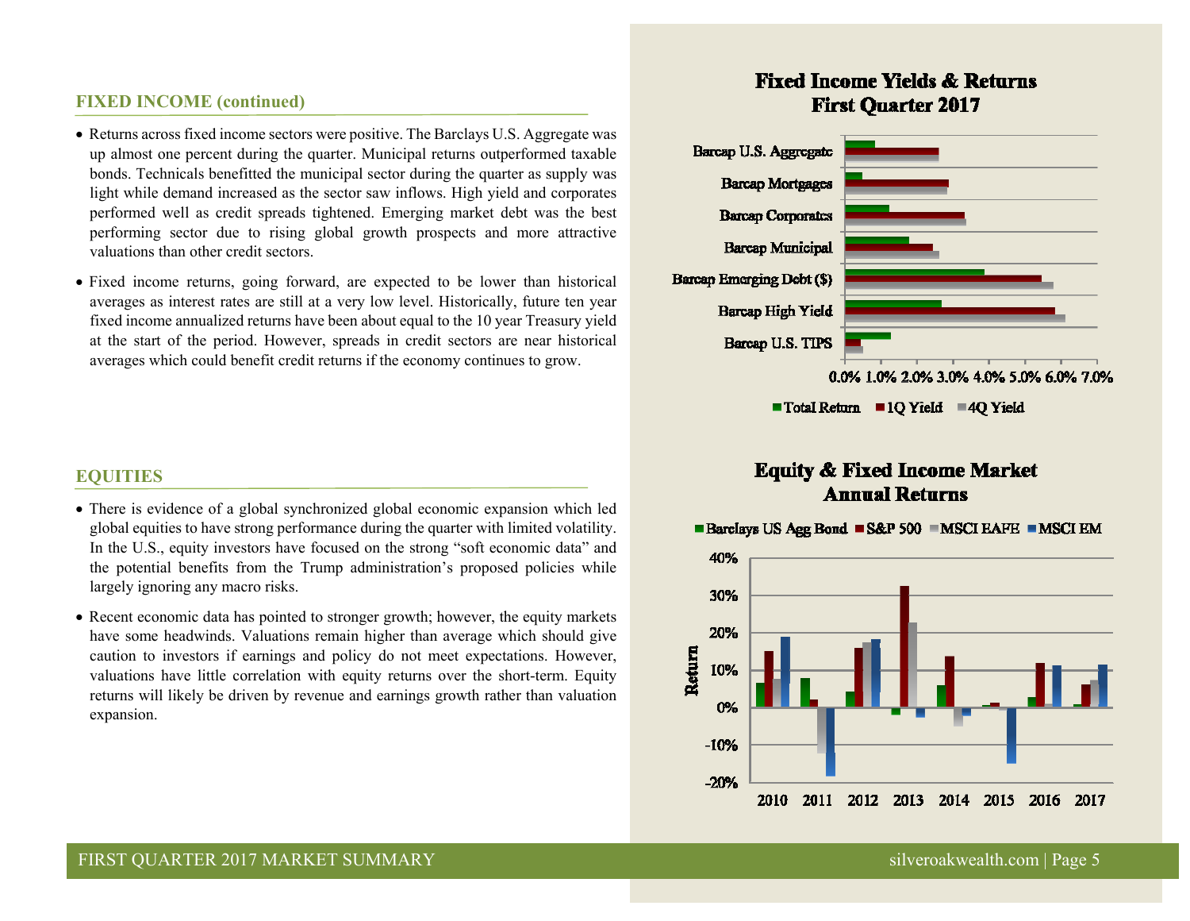## FIXED INCOME (continued)

- Returns across fixed income sectors were positive. The Barclays U.S. Aggregate was up almost one percent during the quarter. Municipal returns outperformed taxable bonds. Technicals benefitted the municipal sector during the quarter as supply was light while demand increased as the sector saw inflows. High yield and corporates performed well as credit spreads tightened. Emerging market debt was the best performing sector due to rising global growth prospects and more attractive valuations than other credit sectors.
- Fixed income returns, going forward, are expected to be lower than historical averages as interest rates are still at a very low level. Historically, future ten year fixed income annualized returns have been about equal to the 10 year Treasury yield at the start of the period. However, spreads in credit sectors are near historical averages which could benefit credit returns if the economy continues to grow.

## EQUITIES

- There is evidence of a global synchronized global economic expansion which led global equities to have strong performance during the quarter with limited volatility. In the U.S., equity investors have focused on the strong "soft economic data" and the potential benefits from the Trump administration's proposed policies while largely ignoring any macro risks.
- Recent economic data has pointed to stronger growth; however, the equity markets have some headwinds. Valuations remain higher than average which should give caution to investors if earnings and policy do not meet expectations. However, valuations have little correlation with equity returns over the short-term. Equity returns will likely be driven by revenue and earnings growth rather than valuation expansion.

### Fixed Income Yields & Returns First Quarter 2017

Series: Total Return, 1Q Yield, 4Q Yield

Categories: Barcap U.S. Aggregate, Barcap Mortgages, Barcap Corporates, Barcap Municipal, Barcap Emerging Debt ($), Barcap High Yield, Barcap U.S. TIPS

### Equity & Fixed Income Market Annual Returns

Series: Barclays US Agg Bond, S&P 500, MSCI EAFE, MSCI EM

Years: 2010, 2011, 2012, 2013, 2014, 2015, 2016, 2017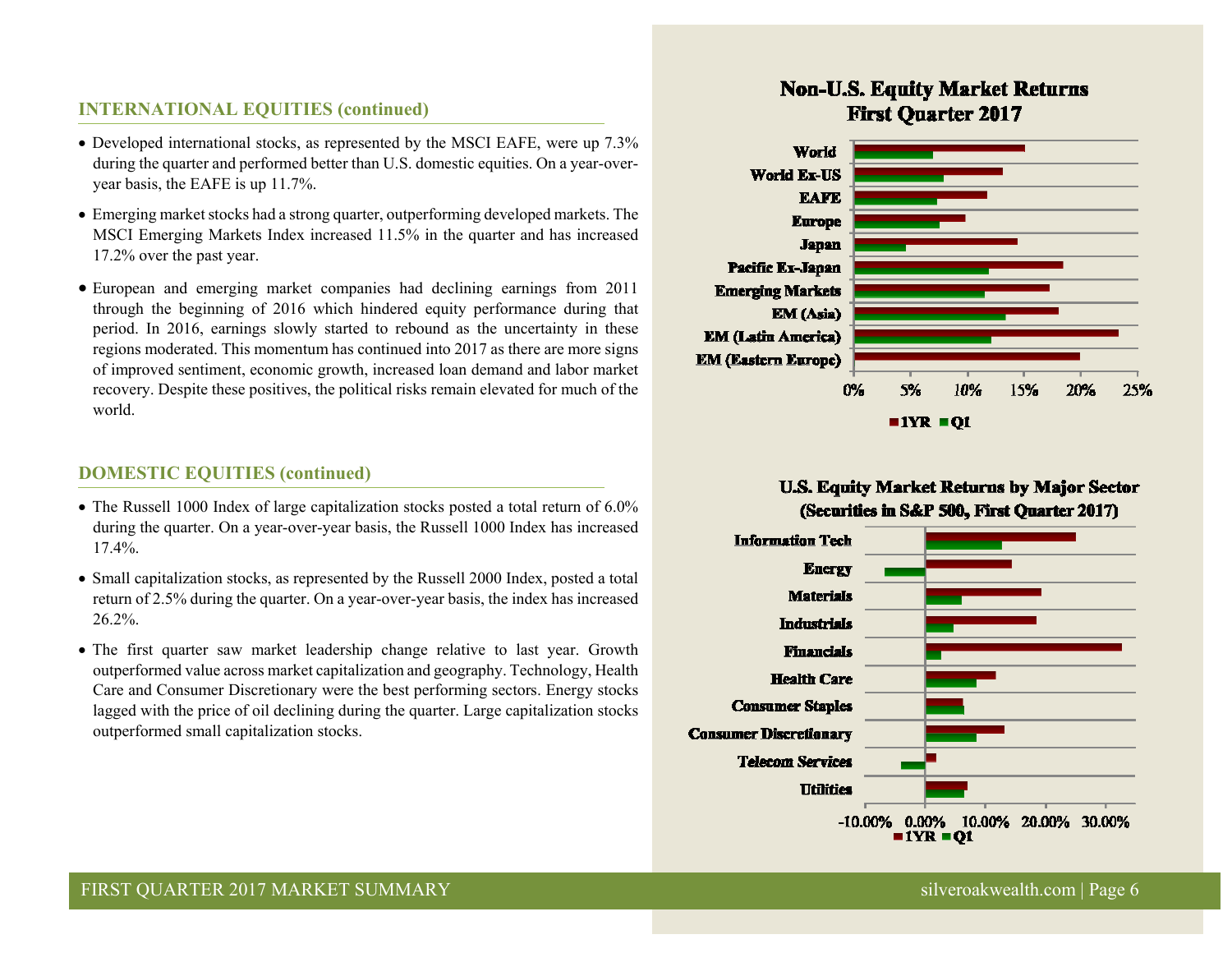## INTERNATIONAL EQUITIES (continued)

- Developed international stocks, as represented by the MSCI EAFE, were up 7.3% during the quarter and performed better than U.S. domestic equities. On a year-over-year basis, the EAFE is up 11.7%.
- Emerging market stocks had a strong quarter, outperforming developed markets. The MSCI Emerging Markets Index increased 11.5% in the quarter and has increased 17.2% over the past year.
- European and emerging market companies had declining earnings from 2011 through the beginning of 2016 which hindered equity performance during that period. In 2016, earnings slowly started to rebound as the uncertainty in these regions moderated. This momentum has continued into 2017 as there are more signs of improved sentiment, economic growth, increased loan demand and labor market recovery. Despite these positives, the political risks remain elevated for much of the world.

## DOMESTIC EQUITIES (continued)

- The Russell 1000 Index of large capitalization stocks posted a total return of 6.0% during the quarter. On a year-over-year basis, the Russell 1000 Index has increased 17.4%.
- Small capitalization stocks, as represented by the Russell 2000 Index, posted a total return of 2.5% during the quarter. On a year-over-year basis, the index has increased 26.2%.
- The first quarter saw market leadership change relative to last year. Growth outperformed value across market capitalization and geography. Technology, Health Care and Consumer Discretionary were the best performing sectors. Energy stocks lagged with the price of oil declining during the quarter. Large capitalization stocks outperformed small capitalization stocks.

**Non-U.S. Equity Market Returns First Quarter 2017**

Categories: World, World Ex-US, EAFE, Europe, Japan, Pacific Ex-Japan, Emerging Markets, EM (Asia), EM (Latin America), EM (Eastern Europe)

Axis: 0%, 5%, 10%, 15%, 20%, 25%

Legend: 1YR, Q1

**U.S. Equity Market Returns by Major Sector (Securities in S&P 500, First Quarter 2017)**

Categories: Information Tech, Energy, Materials, Industrials, Financials, Health Care, Consumer Staples, Consumer Discretionary, Telecom Services, Utilities

Axis: -10.00%, 0.00%, 10.00%, 20.00%, 30.00%

Legend: 1YR, Q1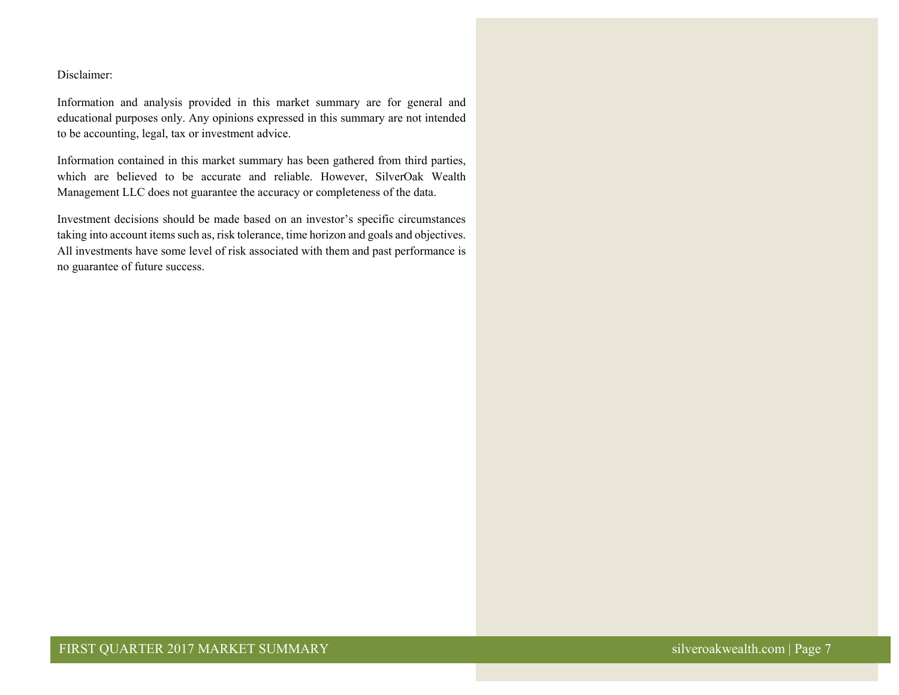Disclaimer:

Information and analysis provided in this market summary are for general and educational purposes only. Any opinions expressed in this summary are not intended to be accounting, legal, tax or investment advice.

Information contained in this market summary has been gathered from third parties, which are believed to be accurate and reliable. However, SilverOak Wealth Management LLC does not guarantee the accuracy or completeness of the data.

Investment decisions should be made based on an investor's specific circumstances taking into account items such as, risk tolerance, time horizon and goals and objectives. All investments have some level of risk associated with them and past performance is no guarantee of future success.